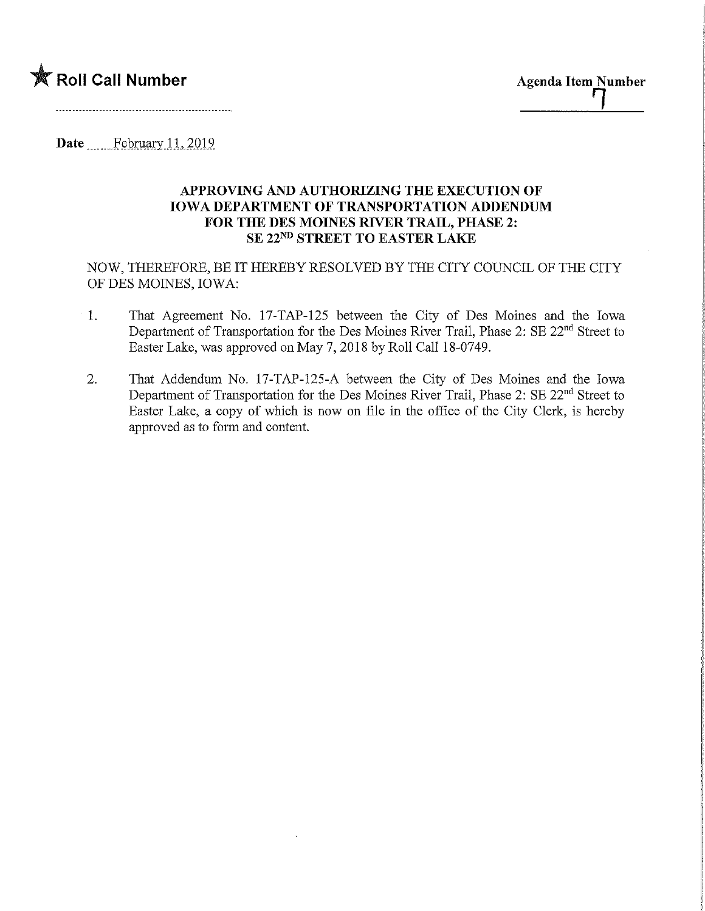★ **Roll Call Number** ..............................

**Agenda Item Number**
7

**Date** February 11, 2019

### APPROVING AND AUTHORIZING THE EXECUTION OF IOWA DEPARTMENT OF TRANSPORTATION ADDENDUM FOR THE DES MOINES RIVER TRAIL, PHASE 2: SE 22ND STREET TO EASTER LAKE

NOW, THEREFORE, BE IT HEREBY RESOLVED BY THE CITY COUNCIL OF THE CITY OF DES MOINES, IOWA:

1. That Agreement No. 17-TAP-125 between the City of Des Moines and the Iowa Department of Transportation for the Des Moines River Trail, Phase 2: SE 22nd Street to Easter Lake, was approved on May 7, 2018 by Roll Call 18-0749.

2. That Addendum No. 17-TAP-125-A between the City of Des Moines and the Iowa Department of Transportation for the Des Moines River Trail, Phase 2: SE 22nd Street to Easter Lake, a copy of which is now on file in the office of the City Clerk, is hereby approved as to form and content.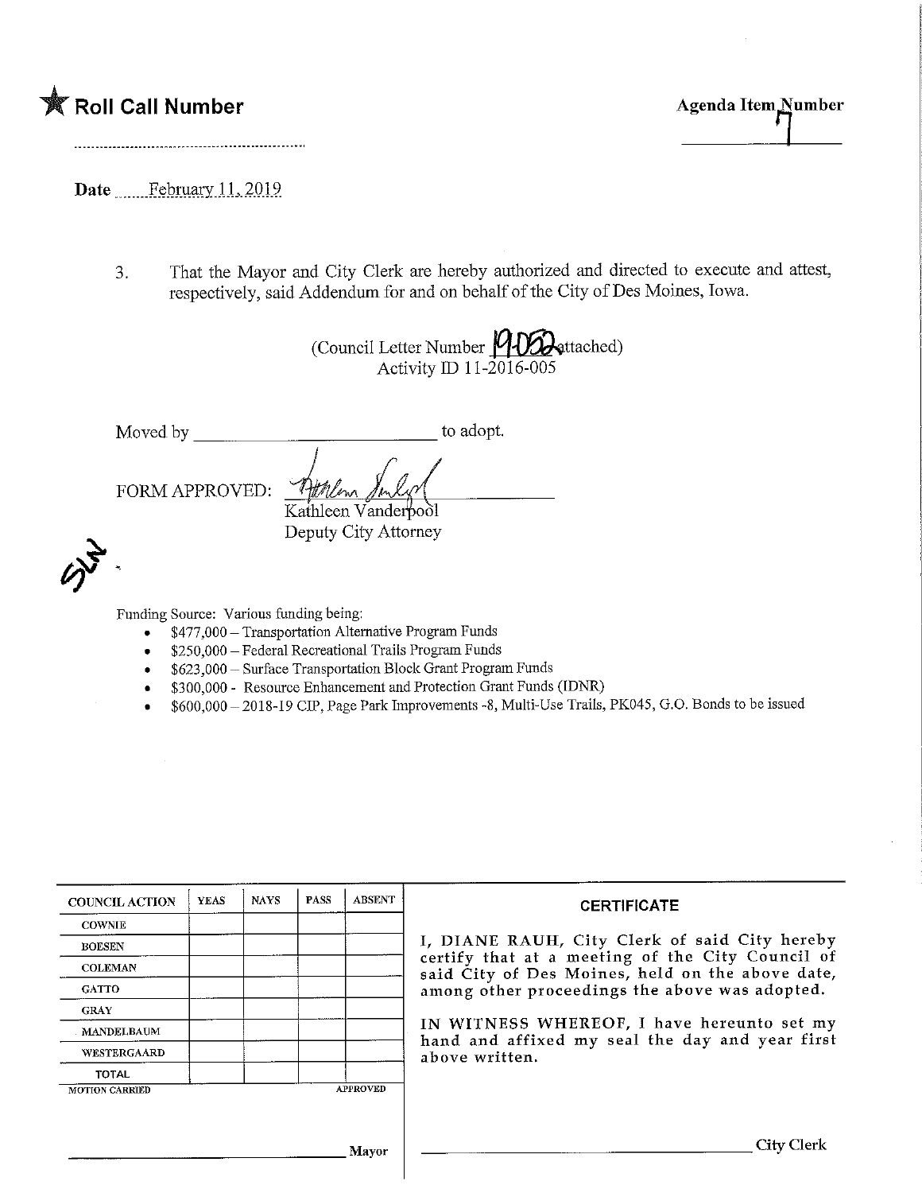★ **Roll Call Number**

**Agenda Item Number**
7

**Date** February 11, 2019

3. That the Mayor and City Clerk are hereby authorized and directed to execute and attest, respectively, said Addendum for and on behalf of the City of Des Moines, Iowa.

(Council Letter Number 19-052 attached)
Activity ID 11-2016-005

Moved by ______________________ to adopt.

FORM APPROVED: Kathleen Vanderpool
Deputy City Attorney

Funding Source: Various funding being:

- $477,000 – Transportation Alternative Program Funds
- $250,000 – Federal Recreational Trails Program Funds
- $623,000 – Surface Transportation Block Grant Program Funds
- $300,000 - Resource Enhancement and Protection Grant Funds (IDNR)
- $600,000 – 2018-19 CIP, Page Park Improvements -8, Multi-Use Trails, PK045, G.O. Bonds to be issued

| COUNCIL ACTION | YEAS | NAYS | PASS | ABSENT |
|---|---|---|---|---|
| COWNIE | | | | |
| BOESEN | | | | |
| COLEMAN | | | | |
| GATTO | | | | |
| GRAY | | | | |
| MANDELBAUM | | | | |
| WESTERGAARD | | | | |
| TOTAL | | | | |

MOTION CARRIED APPROVED

______________________ Mayor

**CERTIFICATE**

I, DIANE RAUH, City Clerk of said City hereby certify that at a meeting of the City Council of said City of Des Moines, held on the above date, among other proceedings the above was adopted.

IN WITNESS WHEREOF, I have hereunto set my hand and affixed my seal the day and year first above written.

______________________ City Clerk